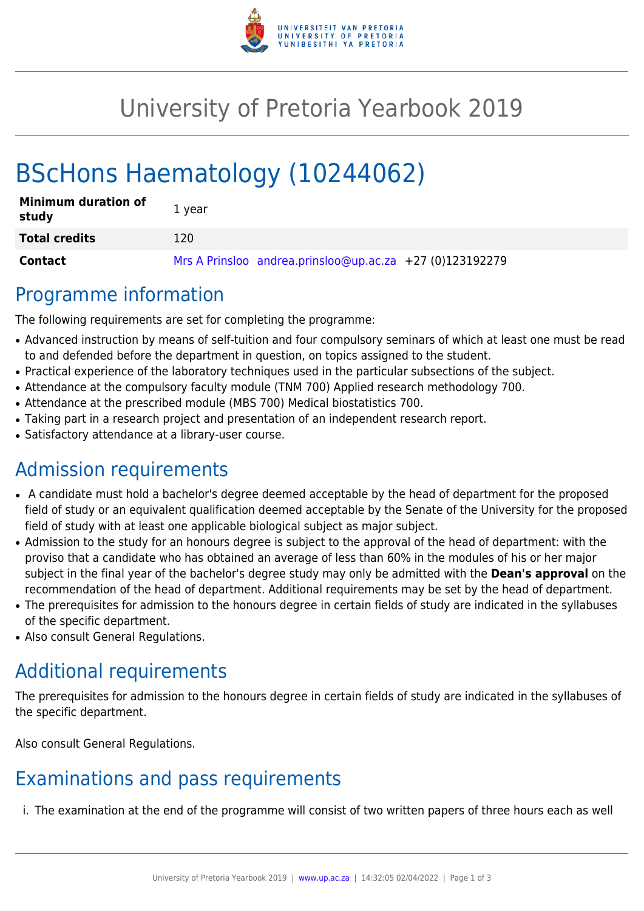# University of Pretoria Yearbook 2019

# BScHons Haematology (10244062)

| | |
|---|---|
| **Minimum duration of study** | 1 year |
| **Total credits** | 120 |
| **Contact** | Mrs A Prinsloo andrea.prinsloo@up.ac.za +27 (0)123192279 |

## Programme information

The following requirements are set for completing the programme:

- Advanced instruction by means of self-tuition and four compulsory seminars of which at least one must be read to and defended before the department in question, on topics assigned to the student.
- Practical experience of the laboratory techniques used in the particular subsections of the subject.
- Attendance at the compulsory faculty module (TNM 700) Applied research methodology 700.
- Attendance at the prescribed module (MBS 700) Medical biostatistics 700.
- Taking part in a research project and presentation of an independent research report.
- Satisfactory attendance at a library-user course.

## Admission requirements

- A candidate must hold a bachelor's degree deemed acceptable by the head of department for the proposed field of study or an equivalent qualification deemed acceptable by the Senate of the University for the proposed field of study with at least one applicable biological subject as major subject.
- Admission to the study for an honours degree is subject to the approval of the head of department: with the proviso that a candidate who has obtained an average of less than 60% in the modules of his or her major subject in the final year of the bachelor's degree study may only be admitted with the **Dean's approval** on the recommendation of the head of department. Additional requirements may be set by the head of department.
- The prerequisites for admission to the honours degree in certain fields of study are indicated in the syllabuses of the specific department.
- Also consult General Regulations.

## Additional requirements

The prerequisites for admission to the honours degree in certain fields of study are indicated in the syllabuses of the specific department.

Also consult General Regulations.

## Examinations and pass requirements

i. The examination at the end of the programme will consist of two written papers of three hours each as well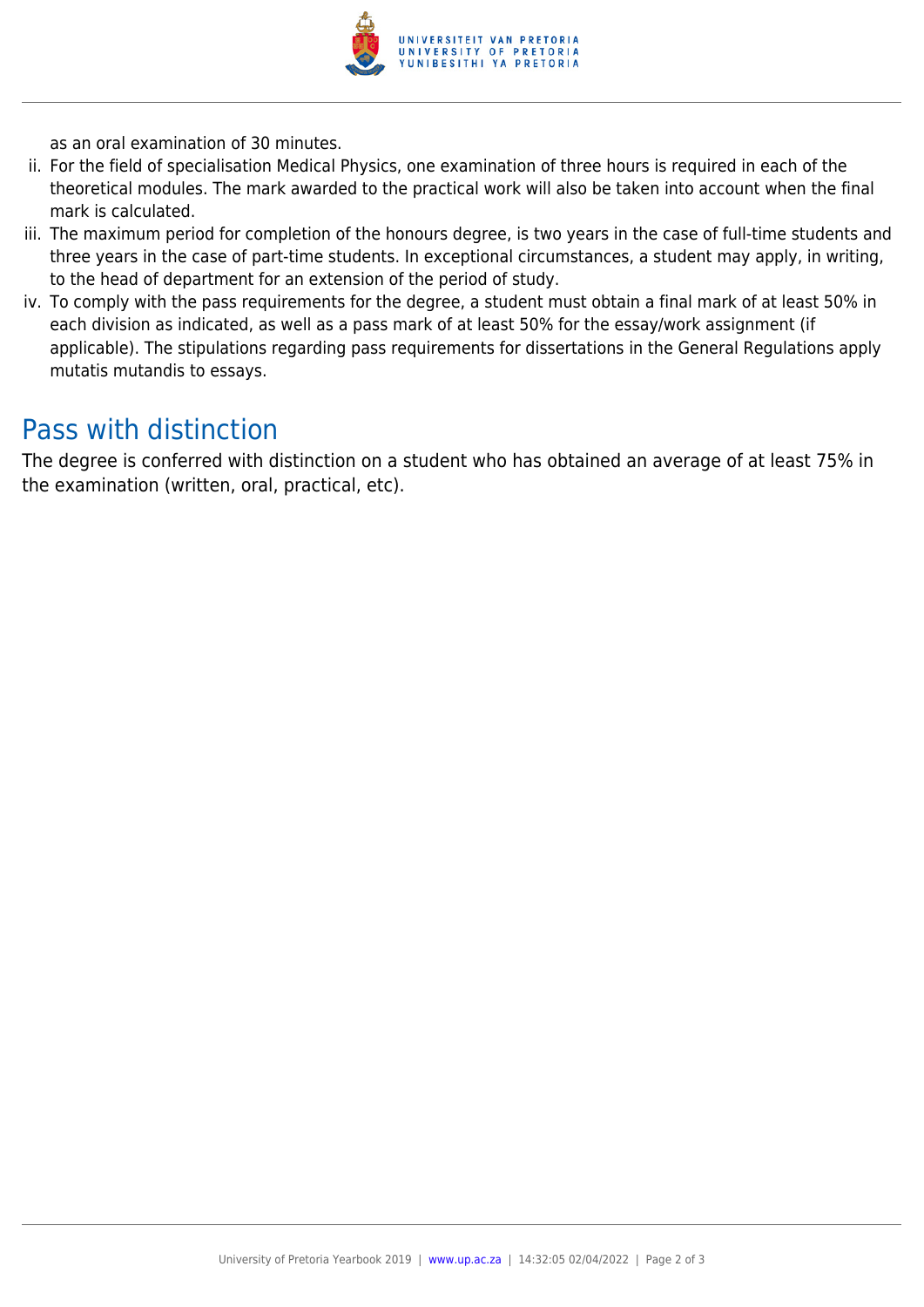as an oral examination of 30 minutes.

ii. For the field of specialisation Medical Physics, one examination of three hours is required in each of the theoretical modules. The mark awarded to the practical work will also be taken into account when the final mark is calculated.

iii. The maximum period for completion of the honours degree, is two years in the case of full-time students and three years in the case of part-time students. In exceptional circumstances, a student may apply, in writing, to the head of department for an extension of the period of study.

iv. To comply with the pass requirements for the degree, a student must obtain a final mark of at least 50% in each division as indicated, as well as a pass mark of at least 50% for the essay/work assignment (if applicable). The stipulations regarding pass requirements for dissertations in the General Regulations apply mutatis mutandis to essays.

## Pass with distinction

The degree is conferred with distinction on a student who has obtained an average of at least 75% in the examination (written, oral, practical, etc).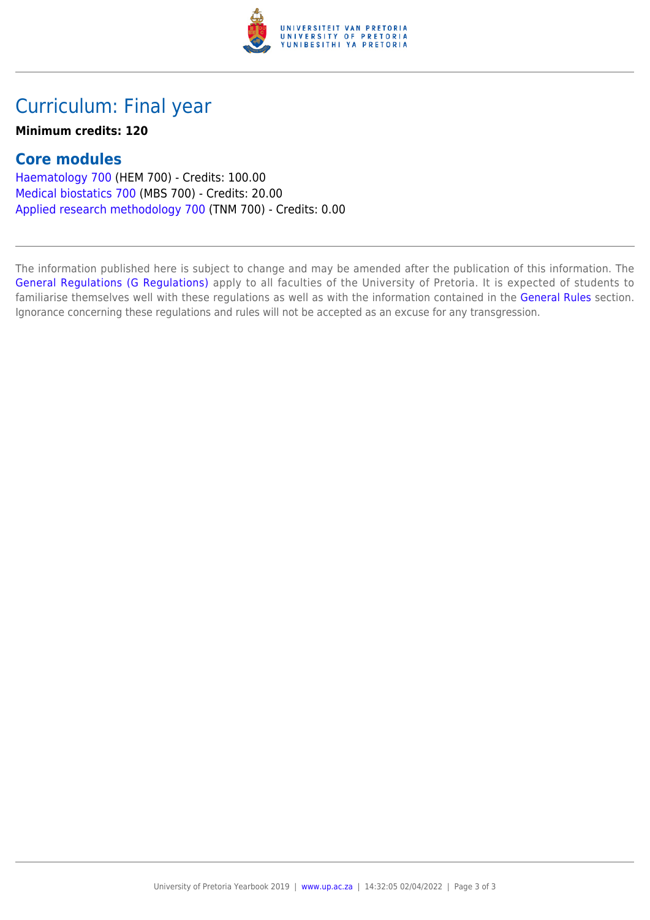## Curriculum: Final year

**Minimum credits: 120**

### Core modules

Haematology 700 (HEM 700) - Credits: 100.00
Medical biostatics 700 (MBS 700) - Credits: 20.00
Applied research methodology 700 (TNM 700) - Credits: 0.00

The information published here is subject to change and may be amended after the publication of this information. The General Regulations (G Regulations) apply to all faculties of the University of Pretoria. It is expected of students to familiarise themselves well with these regulations as well as with the information contained in the General Rules section. Ignorance concerning these regulations and rules will not be accepted as an excuse for any transgression.